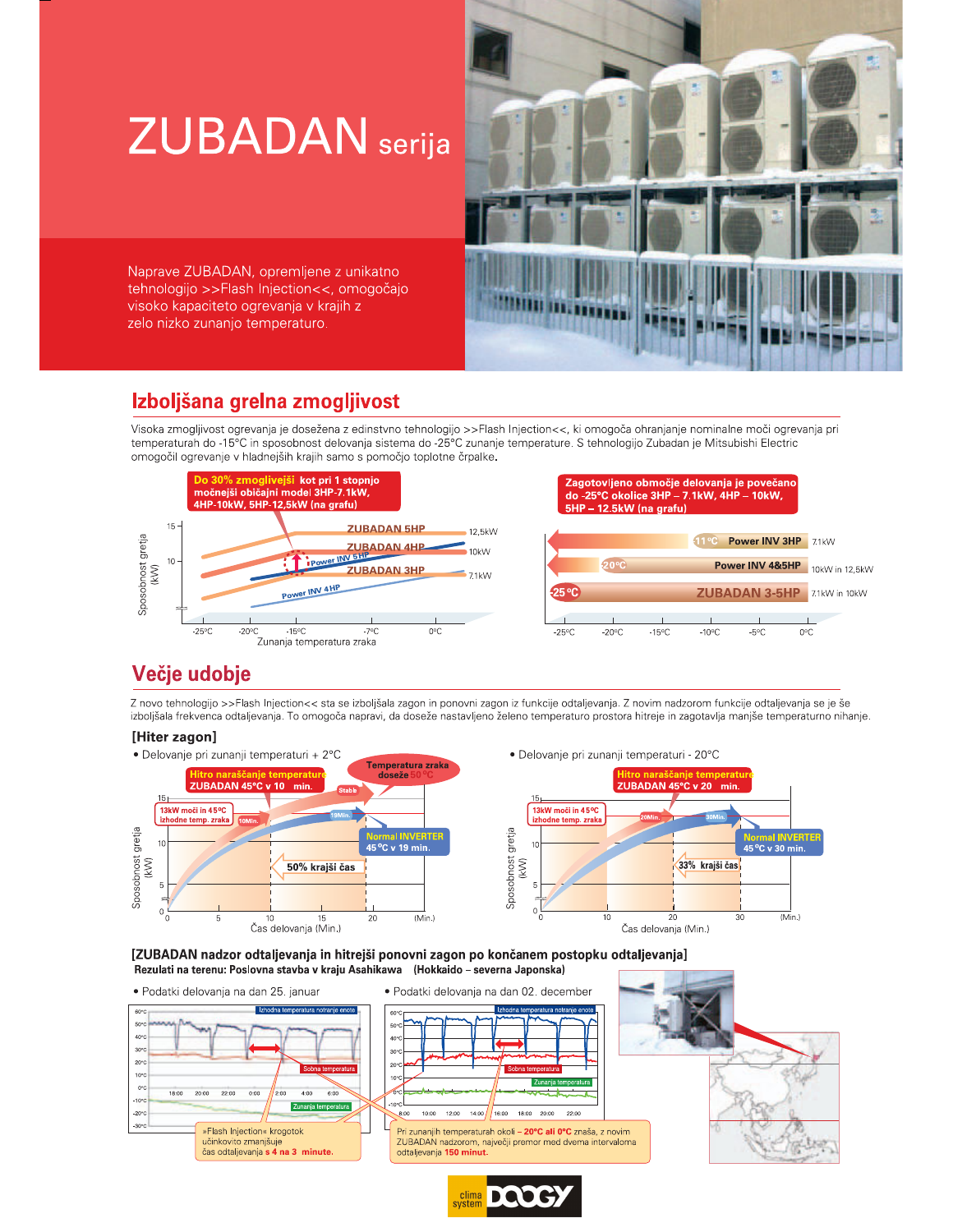# ZUBADAN serija

Naprave ZUBADAN, opremljene z unikatno tehnologijo >>Flash Injection<<, omogočajo visoko kapaciteto ogrevanja v krajih z zelo nizko zunanjo temperaturo.

## Izboljšana grelna zmogljivost

Visoka zmogljivost ogrevanja je dosežena z edinstvno tehnologijo >>Flash Injection<<, ki omogoča ohranjanje nominalne moči ogrevanja pri temperaturah do -15°C in sposobnost delovanja sistema do -25°C zunanje temperature. S tehnologijo Zubadan je Mitsubishi Electric omogočil ogrevanje v hladnejših krajih samo s pomočjo toplotne črpalke.

**Do 30% zmoglivejši kot pri 1 stopnjo močnejši običajni model 3HP-7.1kW, 4HP-10kW, 5HP-12,5kW (na grafu)**

Sposobnost gretja (kW) — Zunanja temperatura zraka: ZUBADAN 5HP 12,5kW; ZUBADAN 4HP 10kW; ZUBADAN 3HP 7.1kW; Power INV 5HP; Power INV 4HP (-25°C, -20°C, -15°C, -7°C, 0°C)

**Zagotovljeno območje delovanja je povečano do -25°C okolice 3HP – 7.1kW, 4HP – 10kW, 5HP – 12.5kW (na grafu)**

| Območje delovanja | Model | Moč |
|---|---|---|
| -11°C | Power INV 3HP | 7.1kW |
| -20°C | Power INV 4&5HP | 10kW in 12,5kW |
| -25°C | ZUBADAN 3-5HP | 7.1kW in 10kW |

## Večje udobje

Z novo tehnologijo >>Flash Injection<< sta se izboljšala zagon in ponovni zagon iz funkcije odtaljevanja. Z novim nadzorom funkcije odtaljevanja se je še izboljšala frekvenca odtaljevanja. To omogoča napravi, da doseže nastavljeno želeno temperaturo prostora hitreje in zagotavlja manjše temperaturno nihanje.

### [Hiter zagon]

- Delovanje pri zunanji temperaturi + 2°C
  - Hitro naraščanje temperature ZUBADAN 45°C v 10 min.
  - Temperatura zraka doseže 50°C
  - 13kW moči in 45°C izhodne temp. zraka
  - Normal INVERTER 45°C v 19 min.
  - 50% krajši čas
- Delovanje pri zunanji temperaturi - 20°C
  - Hitro naraščanje temperature ZUBADAN 45°C v 20 min.
  - 13kW moči in 45°C izhodne temp. zraka
  - Normal INVERTER 45°C v 30 min.
  - 33% krajši čas

### [ZUBADAN nadzor odtaljevanja in hitrejši ponovni zagon po končanem postopku odtaljevanja]

**Rezultati na terenu: Poslovna stavba v kraju Asahikawa (Hokkaido – severna Japonska)**

- Podatki delovanja na dan 25. januar
- Podatki delovanja na dan 02. december

»Flash Injection« krogotok učinkovito zmanjšuje čas odtaljevanja **s 4 na 3 minute.**

Pri zunanjih temperaturah okoli **– 20°C ali 0°C** znaša, z novim ZUBADAN nadzorom, največji premor med dvema intervaloma odtaljevanja **150 minut.**

clima system DOOGY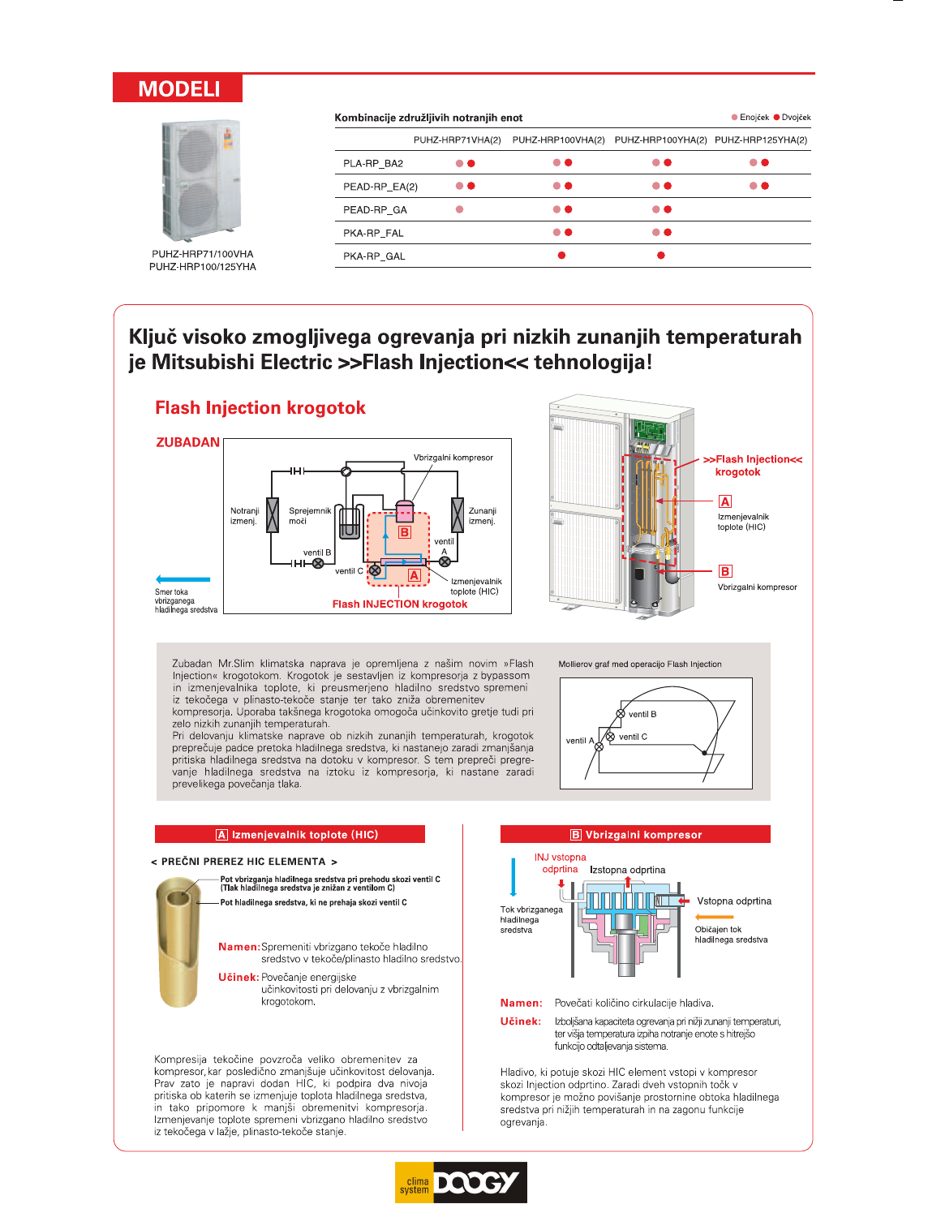## MODELI

PUHZ-HRP71/100VHA
PUHZ-HRP100/125YHA

**Kombinacije združljivih notranjih enot** ● Enojček ● Dvojček

| | PUHZ-HRP71VHA(2) | PUHZ-HRP100VHA(2) | PUHZ-HRP100YHA(2) | PUHZ-HRP125YHA(2) |
|---|---|---|---|---|
| PLA-RP_BA2 | ● ● | ● ● | ● ● | ● ● |
| PEAD-RP_EA(2) | ● ● | ● ● | ● ● | ● ● |
| PEAD-RP_GA | ● | ● ● | ● ● | |
| PKA-RP_FAL | | ● ● | ● ● | |
| PKA-RP_GAL | | ● | ● | |

# Ključ visoko zmogljivega ogrevanja pri nizkih zunanjih temperaturah je Mitsubishi Electric >>Flash Injection<< tehnologija!

## Flash Injection krogotok

ZUBADAN

Vbrizgalni kompresor
Notranji izmenj.
Sprejemnik moči
Zunanji izmenj.
ventil A
ventil B
ventil C
Izmenjevalnik toplote (HIC)
Smer toka vbrizganega hladilnega sredstva
Flash INJECTION krogotok

>>Flash Injection<< krogotok
A Izmenjevalnik toplote (HIC)
B Vbrizgalni kompresor

Zubadan Mr.Slim klimatska naprava je opremljena z našim novim »Flash Injection« krogotokom. Krogotok je sestavljen iz kompresorja z bypassom in izmenjevalnika toplote, ki preusmerjeno hladilno sredstvo spremeni iz tekočega v plinasto-tekoče stanje ter tako zniža obremenitev kompresorja. Uporaba takšnega krogotoka omogoča učinkovito gretje tudi pri zelo nizkih zunanjih temperaturah.
Pri delovanju klimatske naprave ob nizkih zunanjih temperaturah, krogotok preprečuje padce pretoka hladilnega sredstva, ki nastanejo zaradi zmanjšanja pritiska hladilnega sredstva na dotoku v kompresor. S tem prepreči pregrevanje hladilnega sredstva na iztoku iz kompresorja, ki nastane zaradi prevelikega povečanja tlaka.

Mollierov graf med operacijo Flash Injection

ventil B
ventil A
ventil C

### A Izmenjevalnik toplote (HIC)

**< PREČNI PREREZ HIC ELEMENTA >**

Pot vbrizganja hladilnega sredstva pri prehodu skozi ventil C (Tlak hladilnega sredstva je znižan z ventilom C)

Pot hladilnega sredstva, ki ne prehaja skozi ventil C

**Namen:** Spremeniti vbrizgano tekoče hladilno sredstvo v tekoče/plinasto hladilno sredstvo.

**Učinek:** Povečanje energijske učinkovitosti pri delovanju z vbrizgalnim krogotokom.

Kompresija tekočine povzroča veliko obremenitev za kompresor, kar posledično zmanjšuje učinkovitost delovanja. Prav zato je napravi dodan HIC, ki podpira dva nivoja pritiska ob katerih se izmenjuje toplota hladilnega sredstva, in tako pripomore k manjši obremenitvi kompresorja. Izmenjevanje toplote spremeni vbrizgano hladilno sredstvo iz tekočega v lažje, plinasto-tekoče stanje.

### B Vbrizgalni kompresor

INJ vstopna odprtina
Izstopna odprtina
Vstopna odprtina
Tok vbrizganega hladilnega sredstva
Običajen tok hladilnega sredstva

**Namen:** Povečati količino cirkulacije hladiva.

**Učinek:** Izboljšana kapaciteta ogrevanja pri nižji zunanji temperaturi, ter višja temperatura izpiha notranje enote s hitrejšo funkcijo odtaljevanja sistema.

Hladivo, ki potuje skozi HIC element vstopi v kompresor skozi Injection odprtino. Zaradi dveh vstopnih točk v kompresor je možno povišanje prostornine obtoka hladilnega sredstva pri nižjih temperaturah in na zagonu funkcije ogrevanja.

clima system DOOGY